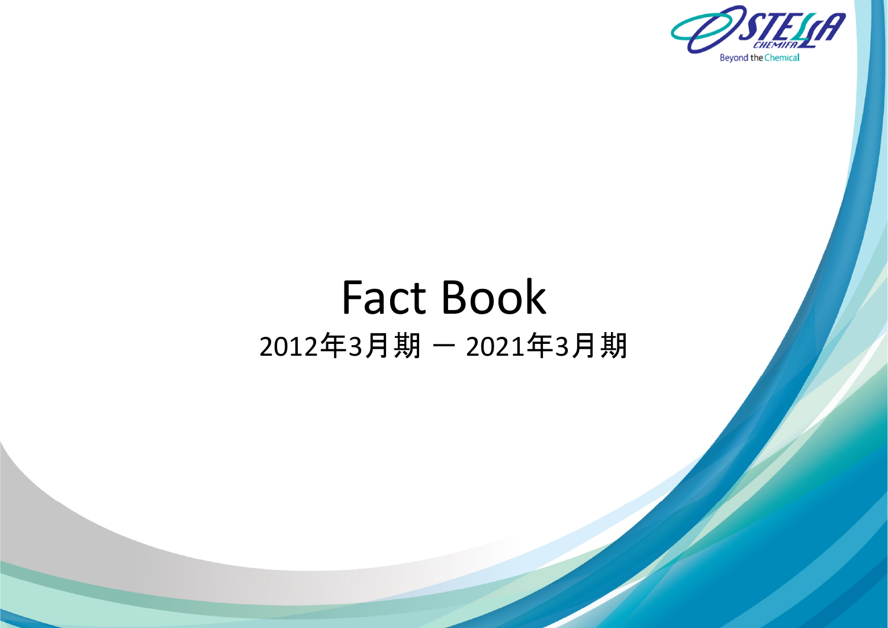# Fact Book

2012年3月期 ― 2021年3月期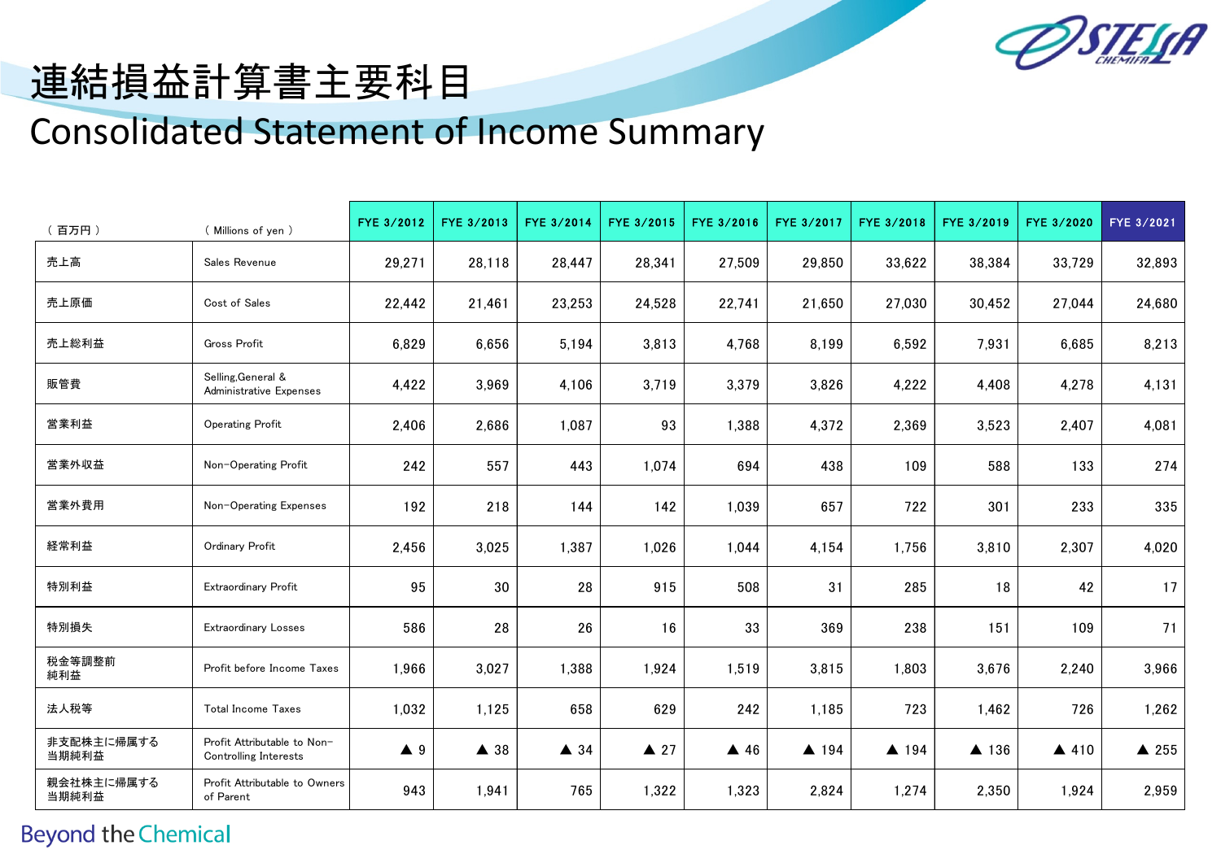# 連結損益計算書主要科目

## Consolidated Statement of Income Summary

| （百万円） | （Millions of yen） | FYE 3/2012 | FYE 3/2013 | FYE 3/2014 | FYE 3/2015 | FYE 3/2016 | FYE 3/2017 | FYE 3/2018 | FYE 3/2019 | FYE 3/2020 | FYE 3/2021 |
|---|---|---|---|---|---|---|---|---|---|---|---|
| 売上高 | Sales Revenue | 29,271 | 28,118 | 28,447 | 28,341 | 27,509 | 29,850 | 33,622 | 38,384 | 33,729 | 32,893 |
| 売上原価 | Cost of Sales | 22,442 | 21,461 | 23,253 | 24,528 | 22,741 | 21,650 | 27,030 | 30,452 | 27,044 | 24,680 |
| 売上総利益 | Gross Profit | 6,829 | 6,656 | 5,194 | 3,813 | 4,768 | 8,199 | 6,592 | 7,931 | 6,685 | 8,213 |
| 販管費 | Selling,General & Administrative Expenses | 4,422 | 3,969 | 4,106 | 3,719 | 3,379 | 3,826 | 4,222 | 4,408 | 4,278 | 4,131 |
| 営業利益 | Operating Profit | 2,406 | 2,686 | 1,087 | 93 | 1,388 | 4,372 | 2,369 | 3,523 | 2,407 | 4,081 |
| 営業外収益 | Non-Operating Profit | 242 | 557 | 443 | 1,074 | 694 | 438 | 109 | 588 | 133 | 274 |
| 営業外費用 | Non-Operating Expenses | 192 | 218 | 144 | 142 | 1,039 | 657 | 722 | 301 | 233 | 335 |
| 経常利益 | Ordinary Profit | 2,456 | 3,025 | 1,387 | 1,026 | 1,044 | 4,154 | 1,756 | 3,810 | 2,307 | 4,020 |
| 特別利益 | Extraordinary Profit | 95 | 30 | 28 | 915 | 508 | 31 | 285 | 18 | 42 | 17 |
| 特別損失 | Extraordinary Losses | 586 | 28 | 26 | 16 | 33 | 369 | 238 | 151 | 109 | 71 |
| 税金等調整前純利益 | Profit before Income Taxes | 1,966 | 3,027 | 1,388 | 1,924 | 1,519 | 3,815 | 1,803 | 3,676 | 2,240 | 3,966 |
| 法人税等 | Total Income Taxes | 1,032 | 1,125 | 658 | 629 | 242 | 1,185 | 723 | 1,462 | 726 | 1,262 |
| 非支配株主に帰属する当期純利益 | Profit Attributable to Non-Controlling Interests | ▲ 9 | ▲ 38 | ▲ 34 | ▲ 27 | ▲ 46 | ▲ 194 | ▲ 194 | ▲ 136 | ▲ 410 | ▲ 255 |
| 親会社株主に帰属する当期純利益 | Profit Attributable to Owners of Parent | 943 | 1,941 | 765 | 1,322 | 1,323 | 2,824 | 1,274 | 2,350 | 1,924 | 2,959 |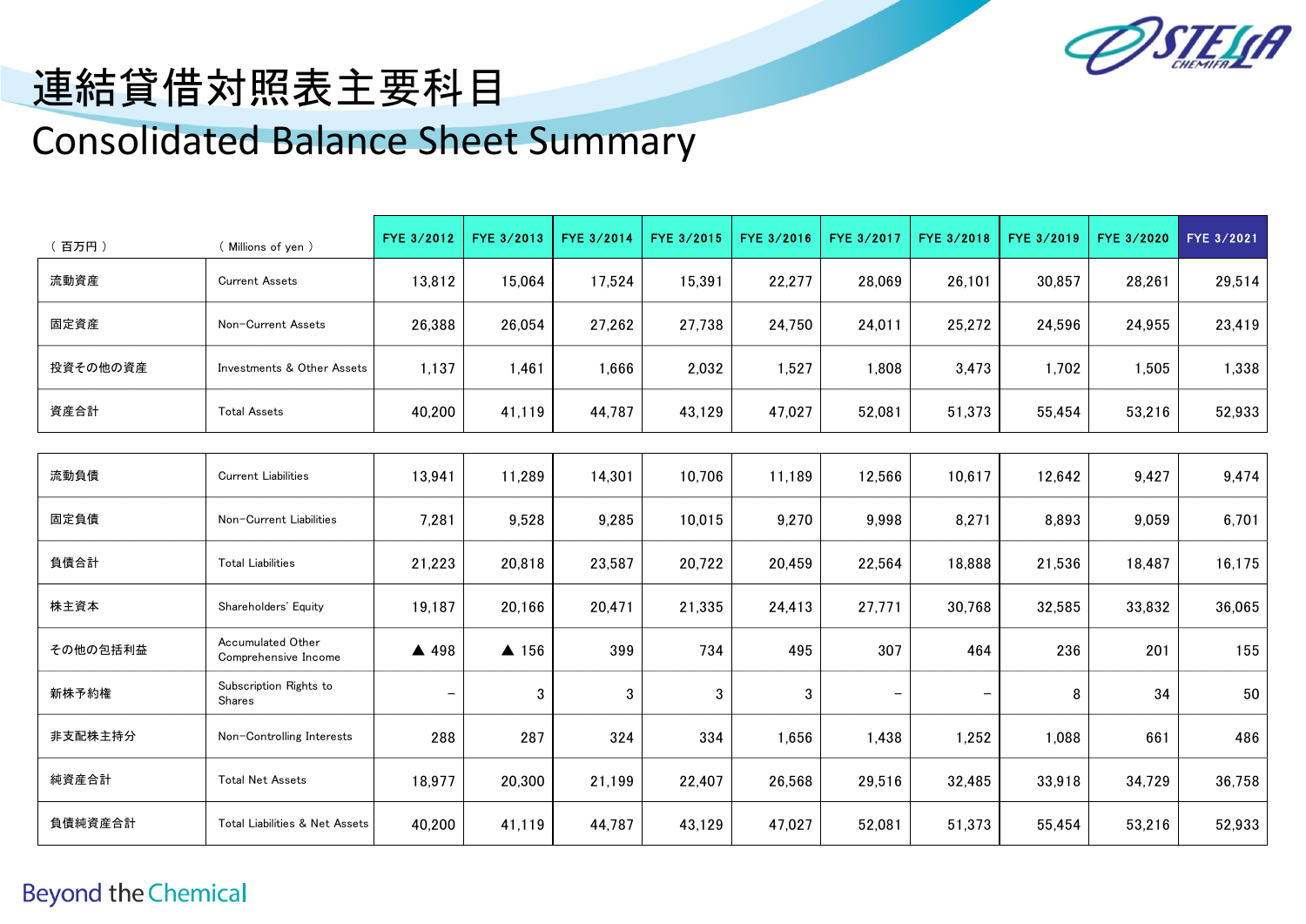# 連結貸借対照表主要科目

# Consolidated Balance Sheet Summary

| （百万円） | （Millions of yen） | FYE 3/2012 | FYE 3/2013 | FYE 3/2014 | FYE 3/2015 | FYE 3/2016 | FYE 3/2017 | FYE 3/2018 | FYE 3/2019 | FYE 3/2020 | FYE 3/2021 |
|---|---|---|---|---|---|---|---|---|---|---|---|
| 流動資産 | Current Assets | 13,812 | 15,064 | 17,524 | 15,391 | 22,277 | 28,069 | 26,101 | 30,857 | 28,261 | 29,514 |
| 固定資産 | Non-Current Assets | 26,388 | 26,054 | 27,262 | 27,738 | 24,750 | 24,011 | 25,272 | 24,596 | 24,955 | 23,419 |
| 投資その他の資産 | Investments & Other Assets | 1,137 | 1,461 | 1,666 | 2,032 | 1,527 | 1,808 | 3,473 | 1,702 | 1,505 | 1,338 |
| 資産合計 | Total Assets | 40,200 | 41,119 | 44,787 | 43,129 | 47,027 | 52,081 | 51,373 | 55,454 | 53,216 | 52,933 |
| 流動負債 | Current Liabilities | 13,941 | 11,289 | 14,301 | 10,706 | 11,189 | 12,566 | 10,617 | 12,642 | 9,427 | 9,474 |
| 固定負債 | Non-Current Liabilities | 7,281 | 9,528 | 9,285 | 10,015 | 9,270 | 9,998 | 8,271 | 8,893 | 9,059 | 6,701 |
| 負債合計 | Total Liabilities | 21,223 | 20,818 | 23,587 | 20,722 | 20,459 | 22,564 | 18,888 | 21,536 | 18,487 | 16,175 |
| 株主資本 | Shareholders' Equity | 19,187 | 20,166 | 20,471 | 21,335 | 24,413 | 27,771 | 30,768 | 32,585 | 33,832 | 36,065 |
| その他の包括利益 | Accumulated Other Comprehensive Income | ▲ 498 | ▲ 156 | 399 | 734 | 495 | 307 | 464 | 236 | 201 | 155 |
| 新株予約権 | Subscription Rights to Shares | – | 3 | 3 | 3 | 3 | – | – | 8 | 34 | 50 |
| 非支配株主持分 | Non-Controlling Interests | 288 | 287 | 324 | 334 | 1,656 | 1,438 | 1,252 | 1,088 | 661 | 486 |
| 純資産合計 | Total Net Assets | 18,977 | 20,300 | 21,199 | 22,407 | 26,568 | 29,516 | 32,485 | 33,918 | 34,729 | 36,758 |
| 負債純資産合計 | Total Liabilities & Net Assets | 40,200 | 41,119 | 44,787 | 43,129 | 47,027 | 52,081 | 51,373 | 55,454 | 53,216 | 52,933 |

Beyond the Chemical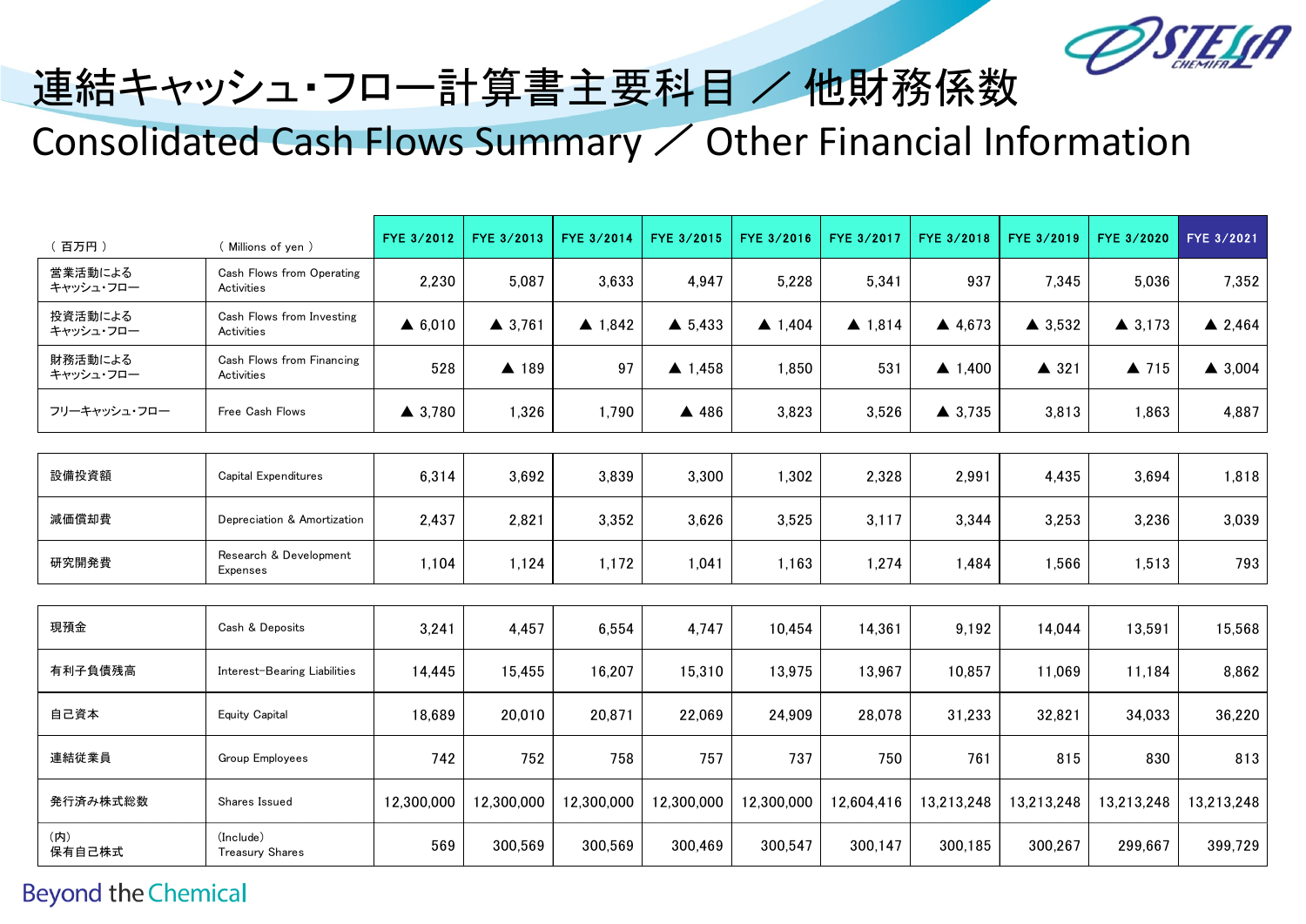# 連結キャッシュ・フロー計算書主要科目 ／ 他財務係数

# Consolidated Cash Flows Summary ／ Other Financial Information

| （ 百万円 ） | （ Millions of yen ） | FYE 3/2012 | FYE 3/2013 | FYE 3/2014 | FYE 3/2015 | FYE 3/2016 | FYE 3/2017 | FYE 3/2018 | FYE 3/2019 | FYE 3/2020 | FYE 3/2021 |
|---|---|---|---|---|---|---|---|---|---|---|---|
| 営業活動による キャッシュ・フロー | Cash Flows from Operating Activities | 2,230 | 5,087 | 3,633 | 4,947 | 5,228 | 5,341 | 937 | 7,345 | 5,036 | 7,352 |
| 投資活動による キャッシュ・フロー | Cash Flows from Investing Activities | ▲ 6,010 | ▲ 3,761 | ▲ 1,842 | ▲ 5,433 | ▲ 1,404 | ▲ 1,814 | ▲ 4,673 | ▲ 3,532 | ▲ 3,173 | ▲ 2,464 |
| 財務活動による キャッシュ・フロー | Cash Flows from Financing Activities | 528 | ▲ 189 | 97 | ▲ 1,458 | 1,850 | 531 | ▲ 1,400 | ▲ 321 | ▲ 715 | ▲ 3,004 |
| フリーキャッシュ・フロー | Free Cash Flows | ▲ 3,780 | 1,326 | 1,790 | ▲ 486 | 3,823 | 3,526 | ▲ 3,735 | 3,813 | 1,863 | 4,887 |
| 設備投資額 | Capital Expenditures | 6,314 | 3,692 | 3,839 | 3,300 | 1,302 | 2,328 | 2,991 | 4,435 | 3,694 | 1,818 |
| 減価償却費 | Depreciation & Amortization | 2,437 | 2,821 | 3,352 | 3,626 | 3,525 | 3,117 | 3,344 | 3,253 | 3,236 | 3,039 |
| 研究開発費 | Research & Development Expenses | 1,104 | 1,124 | 1,172 | 1,041 | 1,163 | 1,274 | 1,484 | 1,566 | 1,513 | 793 |
| 現預金 | Cash & Deposits | 3,241 | 4,457 | 6,554 | 4,747 | 10,454 | 14,361 | 9,192 | 14,044 | 13,591 | 15,568 |
| 有利子負債残高 | Interest-Bearing Liabilities | 14,445 | 15,455 | 16,207 | 15,310 | 13,975 | 13,967 | 10,857 | 11,069 | 11,184 | 8,862 |
| 自己資本 | Equity Capital | 18,689 | 20,010 | 20,871 | 22,069 | 24,909 | 28,078 | 31,233 | 32,821 | 34,033 | 36,220 |
| 連結従業員 | Group Employees | 742 | 752 | 758 | 757 | 737 | 750 | 761 | 815 | 830 | 813 |
| 発行済み株式総数 | Shares Issued | 12,300,000 | 12,300,000 | 12,300,000 | 12,300,000 | 12,300,000 | 12,604,416 | 13,213,248 | 13,213,248 | 13,213,248 | 13,213,248 |
| (内) 保有自己株式 | (Include) Treasury Shares | 569 | 300,569 | 300,569 | 300,469 | 300,547 | 300,147 | 300,185 | 300,267 | 299,667 | 399,729 |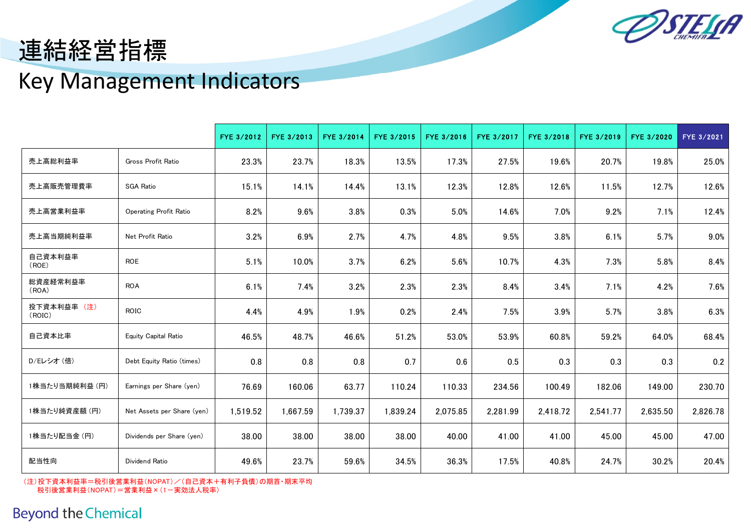# 連結経営指標
# Key Management Indicators

| | | FYE 3/2012 | FYE 3/2013 | FYE 3/2014 | FYE 3/2015 | FYE 3/2016 | FYE 3/2017 | FYE 3/2018 | FYE 3/2019 | FYE 3/2020 | FYE 3/2021 |
|---|---|---|---|---|---|---|---|---|---|---|---|
| 売上高総利益率 | Gross Profit Ratio | 23.3% | 23.7% | 18.3% | 13.5% | 17.3% | 27.5% | 19.6% | 20.7% | 19.8% | 25.0% |
| 売上高販売管理費率 | SGA Ratio | 15.1% | 14.1% | 14.4% | 13.1% | 12.3% | 12.8% | 12.6% | 11.5% | 12.7% | 12.6% |
| 売上高営業利益率 | Operating Profit Ratio | 8.2% | 9.6% | 3.8% | 0.3% | 5.0% | 14.6% | 7.0% | 9.2% | 7.1% | 12.4% |
| 売上高当期純利益率 | Net Profit Ratio | 3.2% | 6.9% | 2.7% | 4.7% | 4.8% | 9.5% | 3.8% | 6.1% | 5.7% | 9.0% |
| 自己資本利益率 (ROE) | ROE | 5.1% | 10.0% | 3.7% | 6.2% | 5.6% | 10.7% | 4.3% | 7.3% | 5.8% | 8.4% |
| 総資産経常利益率 (ROA) | ROA | 6.1% | 7.4% | 3.2% | 2.3% | 2.3% | 8.4% | 3.4% | 7.1% | 4.2% | 7.6% |
| 投下資本利益率 (注) (ROIC) | ROIC | 4.4% | 4.9% | 1.9% | 0.2% | 2.4% | 7.5% | 3.9% | 5.7% | 3.8% | 6.3% |
| 自己資本比率 | Equity Capital Ratio | 46.5% | 48.7% | 46.6% | 51.2% | 53.0% | 53.9% | 60.8% | 59.2% | 64.0% | 68.4% |
| D/Eレシオ (倍) | Debt Equity Ratio (times) | 0.8 | 0.8 | 0.8 | 0.7 | 0.6 | 0.5 | 0.3 | 0.3 | 0.3 | 0.2 |
| 1株当たり当期純利益 (円) | Earnings per Share (yen) | 76.69 | 160.06 | 63.77 | 110.24 | 110.33 | 234.56 | 100.49 | 182.06 | 149.00 | 230.70 |
| 1株当たり純資産額 (円) | Net Assets per Share (yen) | 1,519.52 | 1,667.59 | 1,739.37 | 1,839.24 | 2,075.85 | 2,281.99 | 2,418.72 | 2,541.77 | 2,635.50 | 2,826.78 |
| 1株当たり配当金 (円) | Dividends per Share (yen) | 38.00 | 38.00 | 38.00 | 38.00 | 40.00 | 41.00 | 41.00 | 45.00 | 45.00 | 47.00 |
| 配当性向 | Dividend Ratio | 49.6% | 23.7% | 59.6% | 34.5% | 36.3% | 17.5% | 40.8% | 24.7% | 30.2% | 20.4% |

(注)投下資本利益率＝税引後営業利益(NOPAT)／(自己資本＋有利子負債)の期首・期末平均
　　税引後営業利益(NOPAT)＝営業利益×(1－実効法人税率)

Beyond the Chemical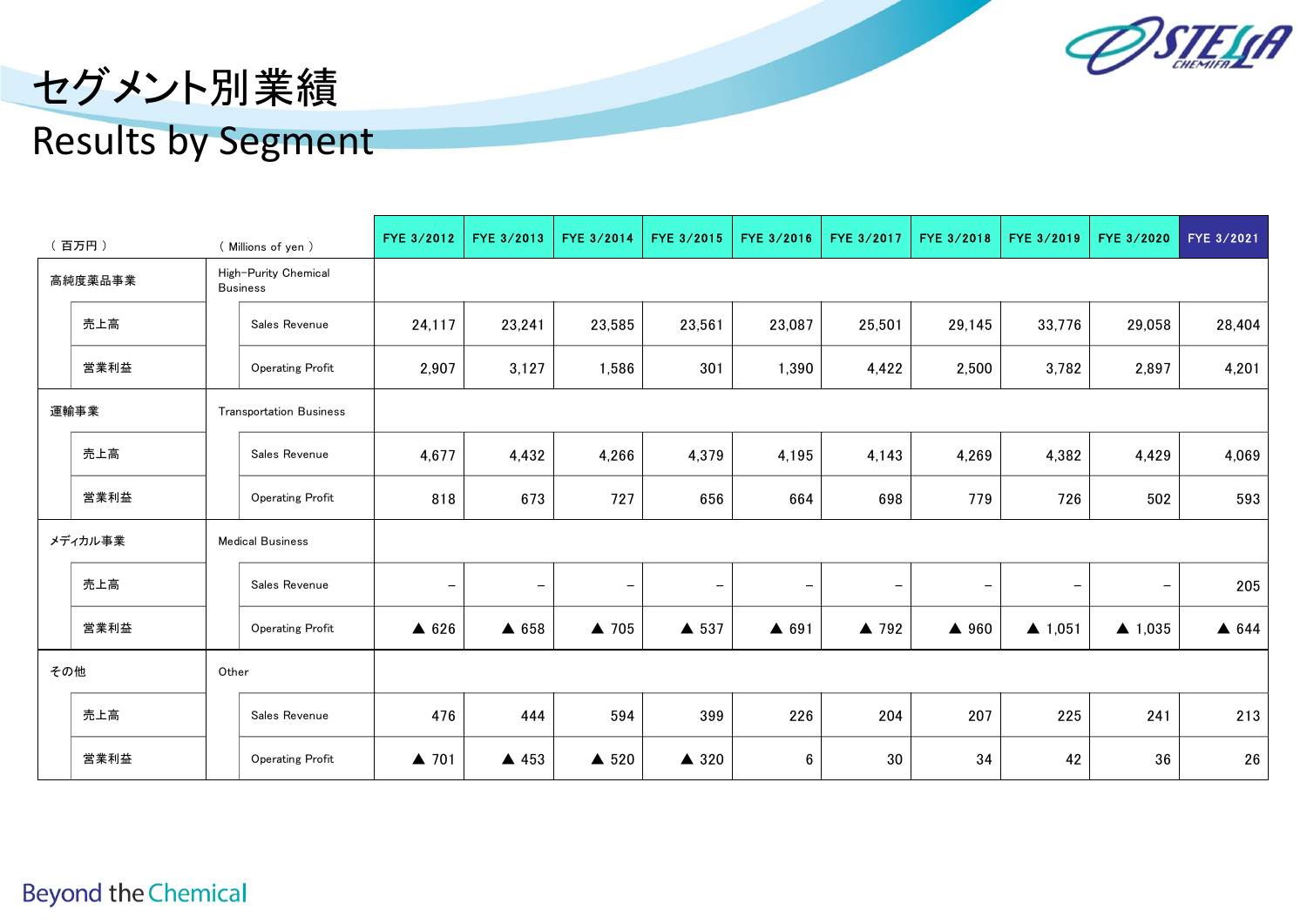# セグメント別業績
# Results by Segment

| （ 百万円 ） | （ Millions of yen ） | FYE 3/2012 | FYE 3/2013 | FYE 3/2014 | FYE 3/2015 | FYE 3/2016 | FYE 3/2017 | FYE 3/2018 | FYE 3/2019 | FYE 3/2020 | FYE 3/2021 |
|---|---|---|---|---|---|---|---|---|---|---|---|
| 高純度薬品事業 | High-Purity Chemical Business | | | | | | | | | | |
| 売上高 | Sales Revenue | 24,117 | 23,241 | 23,585 | 23,561 | 23,087 | 25,501 | 29,145 | 33,776 | 29,058 | 28,404 |
| 営業利益 | Operating Profit | 2,907 | 3,127 | 1,586 | 301 | 1,390 | 4,422 | 2,500 | 3,782 | 2,897 | 4,201 |
| 運輸事業 | Transportation Business | | | | | | | | | | |
| 売上高 | Sales Revenue | 4,677 | 4,432 | 4,266 | 4,379 | 4,195 | 4,143 | 4,269 | 4,382 | 4,429 | 4,069 |
| 営業利益 | Operating Profit | 818 | 673 | 727 | 656 | 664 | 698 | 779 | 726 | 502 | 593 |
| メディカル事業 | Medical Business | | | | | | | | | | |
| 売上高 | Sales Revenue | – | – | – | – | – | – | – | – | – | 205 |
| 営業利益 | Operating Profit | ▲ 626 | ▲ 658 | ▲ 705 | ▲ 537 | ▲ 691 | ▲ 792 | ▲ 960 | ▲ 1,051 | ▲ 1,035 | ▲ 644 |
| その他 | Other | | | | | | | | | | |
| 売上高 | Sales Revenue | 476 | 444 | 594 | 399 | 226 | 204 | 207 | 225 | 241 | 213 |
| 営業利益 | Operating Profit | ▲ 701 | ▲ 453 | ▲ 520 | ▲ 320 | 6 | 30 | 34 | 42 | 36 | 26 |

Beyond the Chemical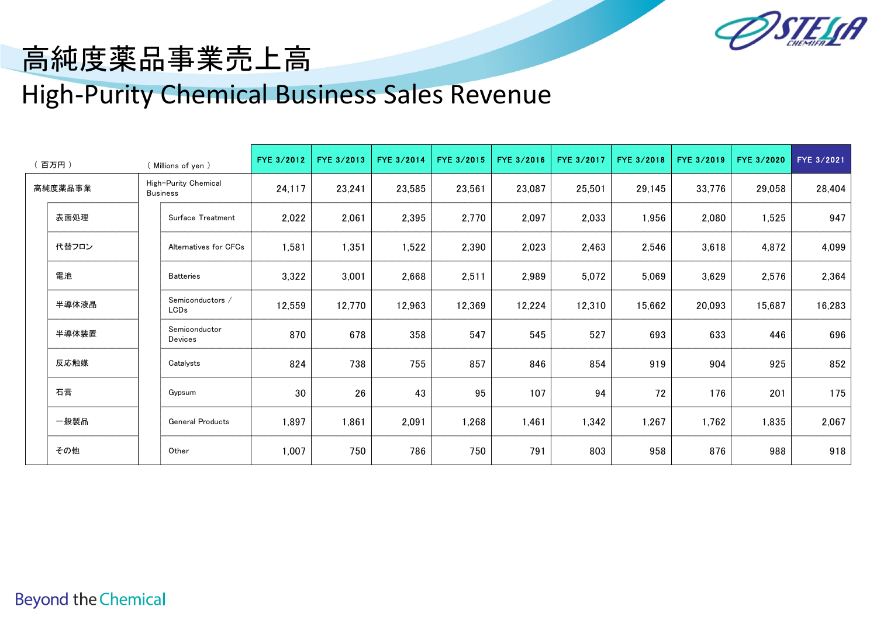# 高純度薬品事業売上高
# High-Purity Chemical Business Sales Revenue

| （ 百万円 ） | （ Millions of yen ） | FYE 3/2012 | FYE 3/2013 | FYE 3/2014 | FYE 3/2015 | FYE 3/2016 | FYE 3/2017 | FYE 3/2018 | FYE 3/2019 | FYE 3/2020 | FYE 3/2021 |
|---|---|---|---|---|---|---|---|---|---|---|---|
| 高純度薬品事業 | High-Purity Chemical Business | 24,117 | 23,241 | 23,585 | 23,561 | 23,087 | 25,501 | 29,145 | 33,776 | 29,058 | 28,404 |
| 表面処理 | Surface Treatment | 2,022 | 2,061 | 2,395 | 2,770 | 2,097 | 2,033 | 1,956 | 2,080 | 1,525 | 947 |
| 代替フロン | Alternatives for CFCs | 1,581 | 1,351 | 1,522 | 2,390 | 2,023 | 2,463 | 2,546 | 3,618 | 4,872 | 4,099 |
| 電池 | Batteries | 3,322 | 3,001 | 2,668 | 2,511 | 2,989 | 5,072 | 5,069 | 3,629 | 2,576 | 2,364 |
| 半導体液晶 | Semiconductors / LCDs | 12,559 | 12,770 | 12,963 | 12,369 | 12,224 | 12,310 | 15,662 | 20,093 | 15,687 | 16,283 |
| 半導体装置 | Semiconductor Devices | 870 | 678 | 358 | 547 | 545 | 527 | 693 | 633 | 446 | 696 |
| 反応触媒 | Catalysts | 824 | 738 | 755 | 857 | 846 | 854 | 919 | 904 | 925 | 852 |
| 石膏 | Gypsum | 30 | 26 | 43 | 95 | 107 | 94 | 72 | 176 | 201 | 175 |
| 一般製品 | General Products | 1,897 | 1,861 | 2,091 | 1,268 | 1,461 | 1,342 | 1,267 | 1,762 | 1,835 | 2,067 |
| その他 | Other | 1,007 | 750 | 786 | 750 | 791 | 803 | 958 | 876 | 988 | 918 |

Beyond the Chemical